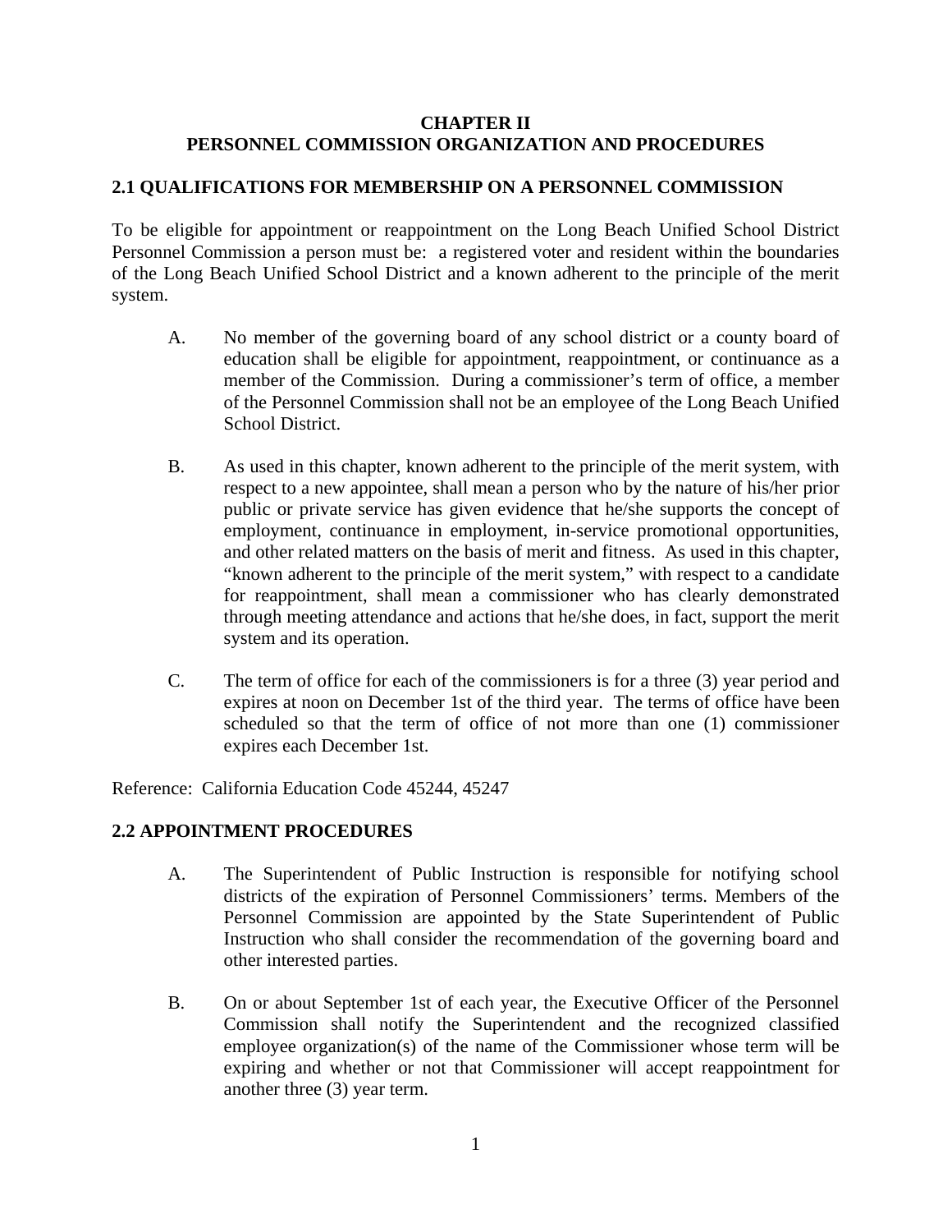# CHAPTER II
# PERSONNEL COMMISSION ORGANIZATION AND PROCEDURES

## 2.1 QUALIFICATIONS FOR MEMBERSHIP ON A PERSONNEL COMMISSION

To be eligible for appointment or reappointment on the Long Beach Unified School District Personnel Commission a person must be: a registered voter and resident within the boundaries of the Long Beach Unified School District and a known adherent to the principle of the merit system.

A. No member of the governing board of any school district or a county board of education shall be eligible for appointment, reappointment, or continuance as a member of the Commission. During a commissioner's term of office, a member of the Personnel Commission shall not be an employee of the Long Beach Unified School District.

B. As used in this chapter, known adherent to the principle of the merit system, with respect to a new appointee, shall mean a person who by the nature of his/her prior public or private service has given evidence that he/she supports the concept of employment, continuance in employment, in-service promotional opportunities, and other related matters on the basis of merit and fitness. As used in this chapter, "known adherent to the principle of the merit system," with respect to a candidate for reappointment, shall mean a commissioner who has clearly demonstrated through meeting attendance and actions that he/she does, in fact, support the merit system and its operation.

C. The term of office for each of the commissioners is for a three (3) year period and expires at noon on December 1st of the third year. The terms of office have been scheduled so that the term of office of not more than one (1) commissioner expires each December 1st.

Reference: California Education Code 45244, 45247

## 2.2 APPOINTMENT PROCEDURES

A. The Superintendent of Public Instruction is responsible for notifying school districts of the expiration of Personnel Commissioners' terms. Members of the Personnel Commission are appointed by the State Superintendent of Public Instruction who shall consider the recommendation of the governing board and other interested parties.

B. On or about September 1st of each year, the Executive Officer of the Personnel Commission shall notify the Superintendent and the recognized classified employee organization(s) of the name of the Commissioner whose term will be expiring and whether or not that Commissioner will accept reappointment for another three (3) year term.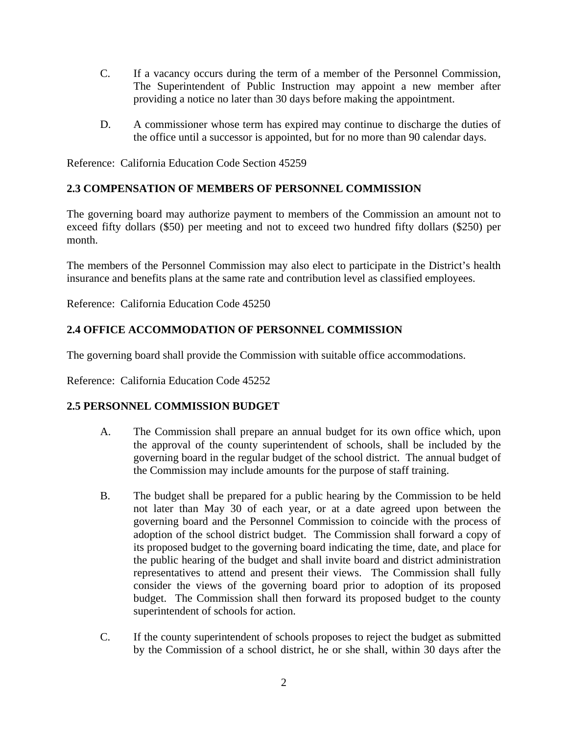C. If a vacancy occurs during the term of a member of the Personnel Commission, The Superintendent of Public Instruction may appoint a new member after providing a notice no later than 30 days before making the appointment.

D. A commissioner whose term has expired may continue to discharge the duties of the office until a successor is appointed, but for no more than 90 calendar days.

Reference: California Education Code Section 45259

**2.3 COMPENSATION OF MEMBERS OF PERSONNEL COMMISSION**

The governing board may authorize payment to members of the Commission an amount not to exceed fifty dollars ($50) per meeting and not to exceed two hundred fifty dollars ($250) per month.

The members of the Personnel Commission may also elect to participate in the District's health insurance and benefits plans at the same rate and contribution level as classified employees.

Reference: California Education Code 45250

**2.4 OFFICE ACCOMMODATION OF PERSONNEL COMMISSION**

The governing board shall provide the Commission with suitable office accommodations.

Reference: California Education Code 45252

**2.5 PERSONNEL COMMISSION BUDGET**

A. The Commission shall prepare an annual budget for its own office which, upon the approval of the county superintendent of schools, shall be included by the governing board in the regular budget of the school district. The annual budget of the Commission may include amounts for the purpose of staff training.

B. The budget shall be prepared for a public hearing by the Commission to be held not later than May 30 of each year, or at a date agreed upon between the governing board and the Personnel Commission to coincide with the process of adoption of the school district budget. The Commission shall forward a copy of its proposed budget to the governing board indicating the time, date, and place for the public hearing of the budget and shall invite board and district administration representatives to attend and present their views. The Commission shall fully consider the views of the governing board prior to adoption of its proposed budget. The Commission shall then forward its proposed budget to the county superintendent of schools for action.

C. If the county superintendent of schools proposes to reject the budget as submitted by the Commission of a school district, he or she shall, within 30 days after the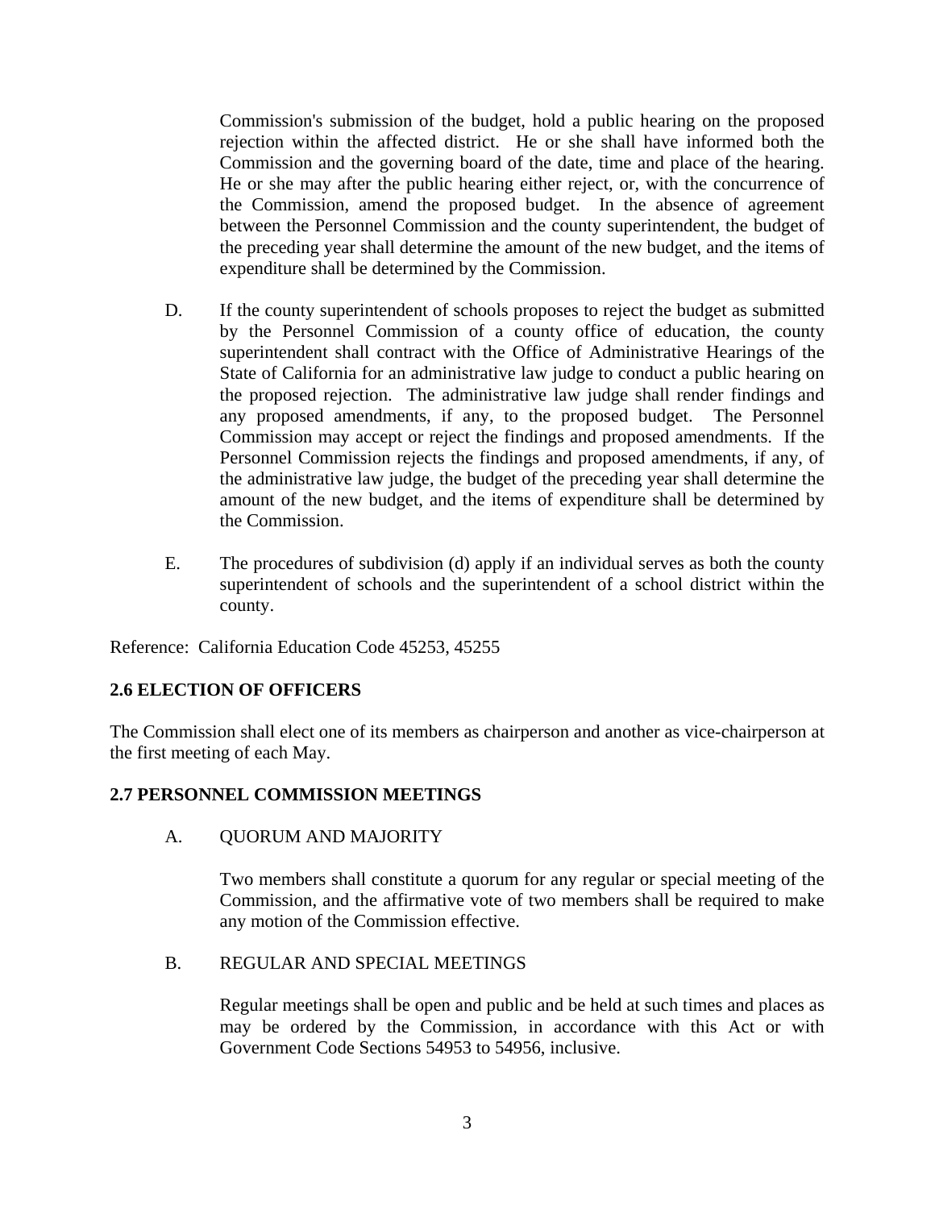Commission's submission of the budget, hold a public hearing on the proposed rejection within the affected district. He or she shall have informed both the Commission and the governing board of the date, time and place of the hearing. He or she may after the public hearing either reject, or, with the concurrence of the Commission, amend the proposed budget. In the absence of agreement between the Personnel Commission and the county superintendent, the budget of the preceding year shall determine the amount of the new budget, and the items of expenditure shall be determined by the Commission.

D. If the county superintendent of schools proposes to reject the budget as submitted by the Personnel Commission of a county office of education, the county superintendent shall contract with the Office of Administrative Hearings of the State of California for an administrative law judge to conduct a public hearing on the proposed rejection. The administrative law judge shall render findings and any proposed amendments, if any, to the proposed budget. The Personnel Commission may accept or reject the findings and proposed amendments. If the Personnel Commission rejects the findings and proposed amendments, if any, of the administrative law judge, the budget of the preceding year shall determine the amount of the new budget, and the items of expenditure shall be determined by the Commission.

E. The procedures of subdivision (d) apply if an individual serves as both the county superintendent of schools and the superintendent of a school district within the county.

Reference: California Education Code 45253, 45255

**2.6 ELECTION OF OFFICERS**

The Commission shall elect one of its members as chairperson and another as vice-chairperson at the first meeting of each May.

**2.7 PERSONNEL COMMISSION MEETINGS**

A. QUORUM AND MAJORITY

Two members shall constitute a quorum for any regular or special meeting of the Commission, and the affirmative vote of two members shall be required to make any motion of the Commission effective.

B. REGULAR AND SPECIAL MEETINGS

Regular meetings shall be open and public and be held at such times and places as may be ordered by the Commission, in accordance with this Act or with Government Code Sections 54953 to 54956, inclusive.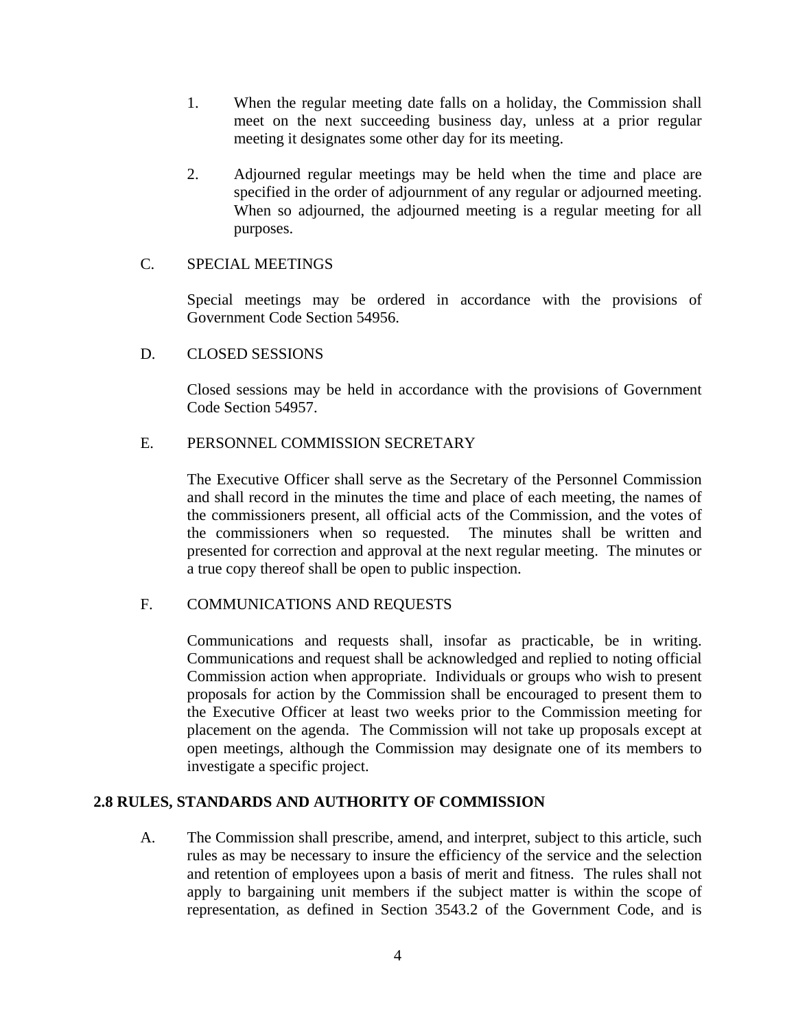1. When the regular meeting date falls on a holiday, the Commission shall meet on the next succeeding business day, unless at a prior regular meeting it designates some other day for its meeting.

2. Adjourned regular meetings may be held when the time and place are specified in the order of adjournment of any regular or adjourned meeting. When so adjourned, the adjourned meeting is a regular meeting for all purposes.

C. SPECIAL MEETINGS

Special meetings may be ordered in accordance with the provisions of Government Code Section 54956.

D. CLOSED SESSIONS

Closed sessions may be held in accordance with the provisions of Government Code Section 54957.

E. PERSONNEL COMMISSION SECRETARY

The Executive Officer shall serve as the Secretary of the Personnel Commission and shall record in the minutes the time and place of each meeting, the names of the commissioners present, all official acts of the Commission, and the votes of the commissioners when so requested. The minutes shall be written and presented for correction and approval at the next regular meeting. The minutes or a true copy thereof shall be open to public inspection.

F. COMMUNICATIONS AND REQUESTS

Communications and requests shall, insofar as practicable, be in writing. Communications and request shall be acknowledged and replied to noting official Commission action when appropriate. Individuals or groups who wish to present proposals for action by the Commission shall be encouraged to present them to the Executive Officer at least two weeks prior to the Commission meeting for placement on the agenda. The Commission will not take up proposals except at open meetings, although the Commission may designate one of its members to investigate a specific project.

## 2.8 RULES, STANDARDS AND AUTHORITY OF COMMISSION

A. The Commission shall prescribe, amend, and interpret, subject to this article, such rules as may be necessary to insure the efficiency of the service and the selection and retention of employees upon a basis of merit and fitness. The rules shall not apply to bargaining unit members if the subject matter is within the scope of representation, as defined in Section 3543.2 of the Government Code, and is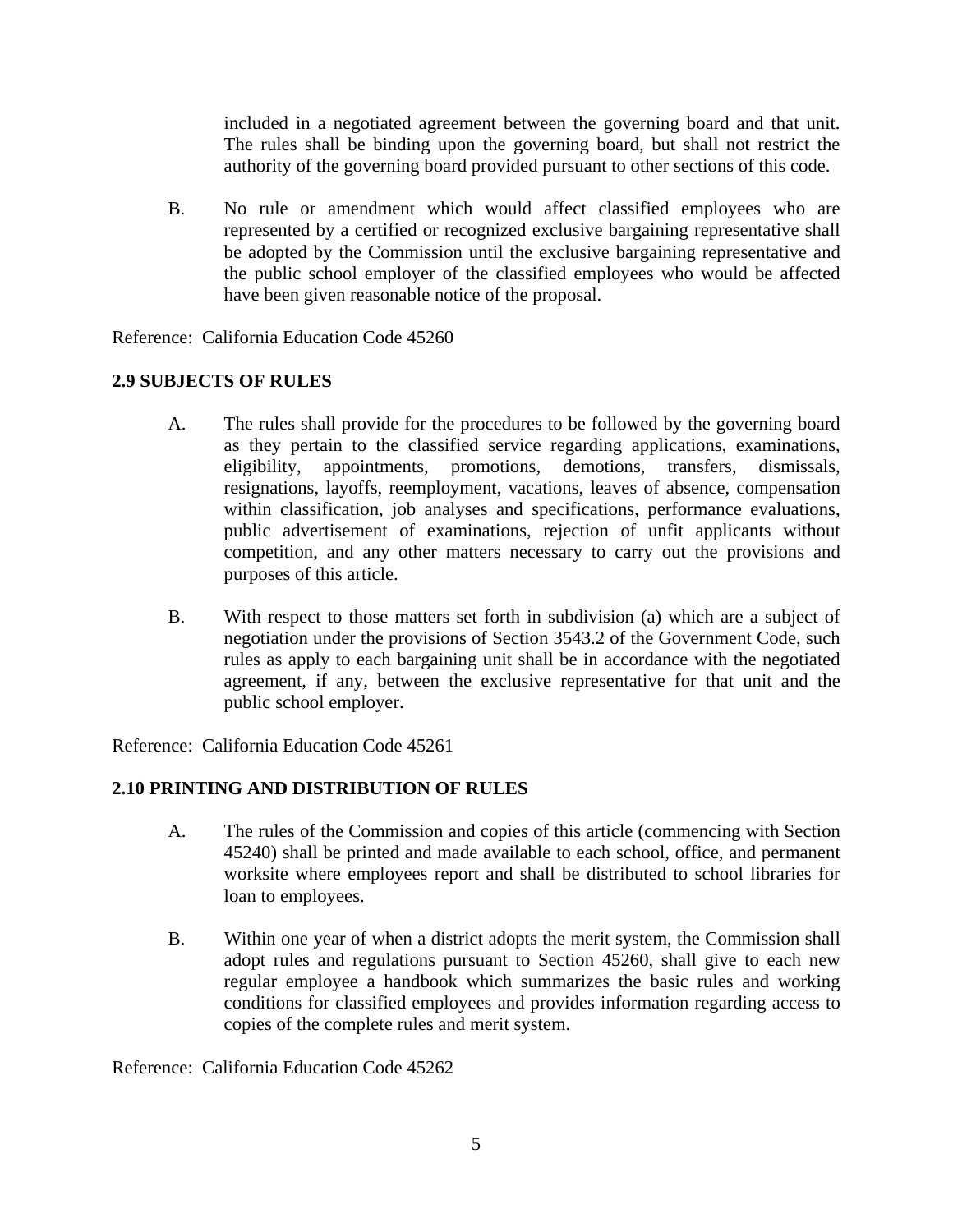included in a negotiated agreement between the governing board and that unit. The rules shall be binding upon the governing board, but shall not restrict the authority of the governing board provided pursuant to other sections of this code.

B. No rule or amendment which would affect classified employees who are represented by a certified or recognized exclusive bargaining representative shall be adopted by the Commission until the exclusive bargaining representative and the public school employer of the classified employees who would be affected have been given reasonable notice of the proposal.

Reference: California Education Code 45260

**2.9 SUBJECTS OF RULES**

A. The rules shall provide for the procedures to be followed by the governing board as they pertain to the classified service regarding applications, examinations, eligibility, appointments, promotions, demotions, transfers, dismissals, resignations, layoffs, reemployment, vacations, leaves of absence, compensation within classification, job analyses and specifications, performance evaluations, public advertisement of examinations, rejection of unfit applicants without competition, and any other matters necessary to carry out the provisions and purposes of this article.

B. With respect to those matters set forth in subdivision (a) which are a subject of negotiation under the provisions of Section 3543.2 of the Government Code, such rules as apply to each bargaining unit shall be in accordance with the negotiated agreement, if any, between the exclusive representative for that unit and the public school employer.

Reference: California Education Code 45261

**2.10 PRINTING AND DISTRIBUTION OF RULES**

A. The rules of the Commission and copies of this article (commencing with Section 45240) shall be printed and made available to each school, office, and permanent worksite where employees report and shall be distributed to school libraries for loan to employees.

B. Within one year of when a district adopts the merit system, the Commission shall adopt rules and regulations pursuant to Section 45260, shall give to each new regular employee a handbook which summarizes the basic rules and working conditions for classified employees and provides information regarding access to copies of the complete rules and merit system.

Reference: California Education Code 45262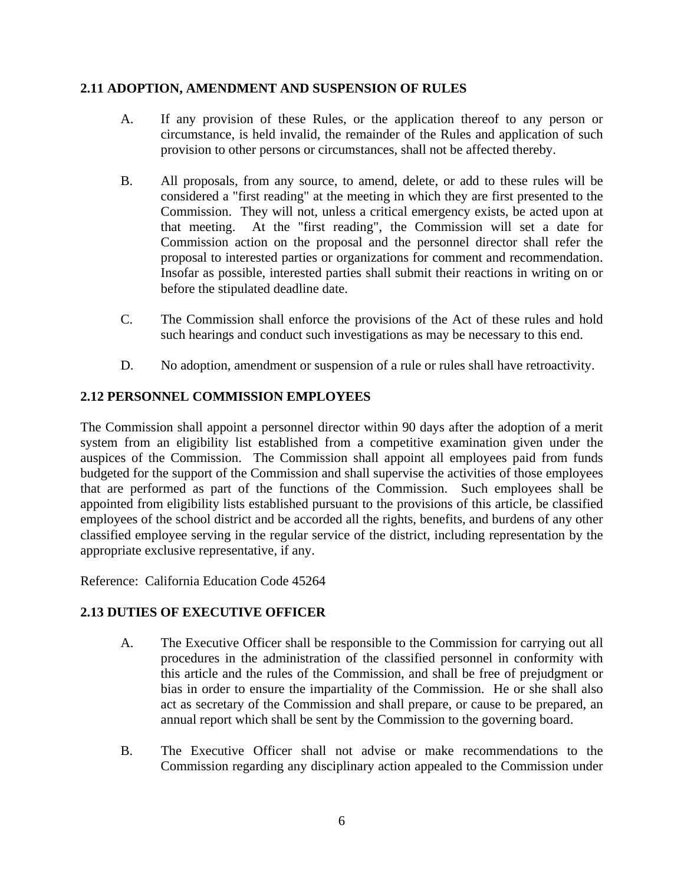**2.11 ADOPTION, AMENDMENT AND SUSPENSION OF RULES**

A. If any provision of these Rules, or the application thereof to any person or circumstance, is held invalid, the remainder of the Rules and application of such provision to other persons or circumstances, shall not be affected thereby.

B. All proposals, from any source, to amend, delete, or add to these rules will be considered a "first reading" at the meeting in which they are first presented to the Commission. They will not, unless a critical emergency exists, be acted upon at that meeting. At the "first reading", the Commission will set a date for Commission action on the proposal and the personnel director shall refer the proposal to interested parties or organizations for comment and recommendation. Insofar as possible, interested parties shall submit their reactions in writing on or before the stipulated deadline date.

C. The Commission shall enforce the provisions of the Act of these rules and hold such hearings and conduct such investigations as may be necessary to this end.

D. No adoption, amendment or suspension of a rule or rules shall have retroactivity.

**2.12 PERSONNEL COMMISSION EMPLOYEES**

The Commission shall appoint a personnel director within 90 days after the adoption of a merit system from an eligibility list established from a competitive examination given under the auspices of the Commission. The Commission shall appoint all employees paid from funds budgeted for the support of the Commission and shall supervise the activities of those employees that are performed as part of the functions of the Commission. Such employees shall be appointed from eligibility lists established pursuant to the provisions of this article, be classified employees of the school district and be accorded all the rights, benefits, and burdens of any other classified employee serving in the regular service of the district, including representation by the appropriate exclusive representative, if any.

Reference: California Education Code 45264

**2.13 DUTIES OF EXECUTIVE OFFICER**

A. The Executive Officer shall be responsible to the Commission for carrying out all procedures in the administration of the classified personnel in conformity with this article and the rules of the Commission, and shall be free of prejudgment or bias in order to ensure the impartiality of the Commission. He or she shall also act as secretary of the Commission and shall prepare, or cause to be prepared, an annual report which shall be sent by the Commission to the governing board.

B. The Executive Officer shall not advise or make recommendations to the Commission regarding any disciplinary action appealed to the Commission under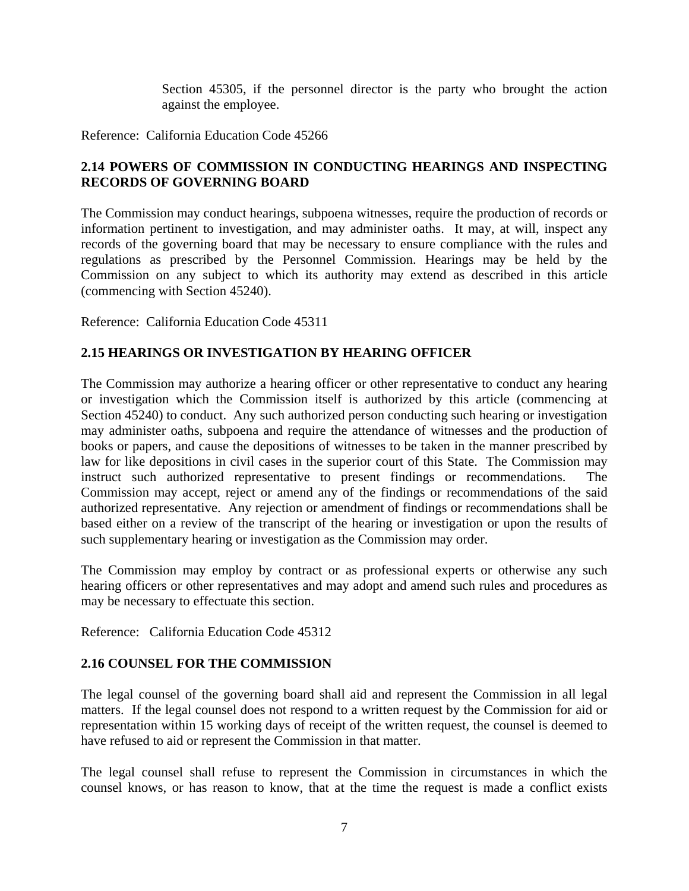Section 45305, if the personnel director is the party who brought the action against the employee.

Reference: California Education Code 45266

### 2.14 POWERS OF COMMISSION IN CONDUCTING HEARINGS AND INSPECTING RECORDS OF GOVERNING BOARD

The Commission may conduct hearings, subpoena witnesses, require the production of records or information pertinent to investigation, and may administer oaths. It may, at will, inspect any records of the governing board that may be necessary to ensure compliance with the rules and regulations as prescribed by the Personnel Commission. Hearings may be held by the Commission on any subject to which its authority may extend as described in this article (commencing with Section 45240).

Reference: California Education Code 45311

### 2.15 HEARINGS OR INVESTIGATION BY HEARING OFFICER

The Commission may authorize a hearing officer or other representative to conduct any hearing or investigation which the Commission itself is authorized by this article (commencing at Section 45240) to conduct. Any such authorized person conducting such hearing or investigation may administer oaths, subpoena and require the attendance of witnesses and the production of books or papers, and cause the depositions of witnesses to be taken in the manner prescribed by law for like depositions in civil cases in the superior court of this State. The Commission may instruct such authorized representative to present findings or recommendations. The Commission may accept, reject or amend any of the findings or recommendations of the said authorized representative. Any rejection or amendment of findings or recommendations shall be based either on a review of the transcript of the hearing or investigation or upon the results of such supplementary hearing or investigation as the Commission may order.

The Commission may employ by contract or as professional experts or otherwise any such hearing officers or other representatives and may adopt and amend such rules and procedures as may be necessary to effectuate this section.

Reference: California Education Code 45312

### 2.16 COUNSEL FOR THE COMMISSION

The legal counsel of the governing board shall aid and represent the Commission in all legal matters. If the legal counsel does not respond to a written request by the Commission for aid or representation within 15 working days of receipt of the written request, the counsel is deemed to have refused to aid or represent the Commission in that matter.

The legal counsel shall refuse to represent the Commission in circumstances in which the counsel knows, or has reason to know, that at the time the request is made a conflict exists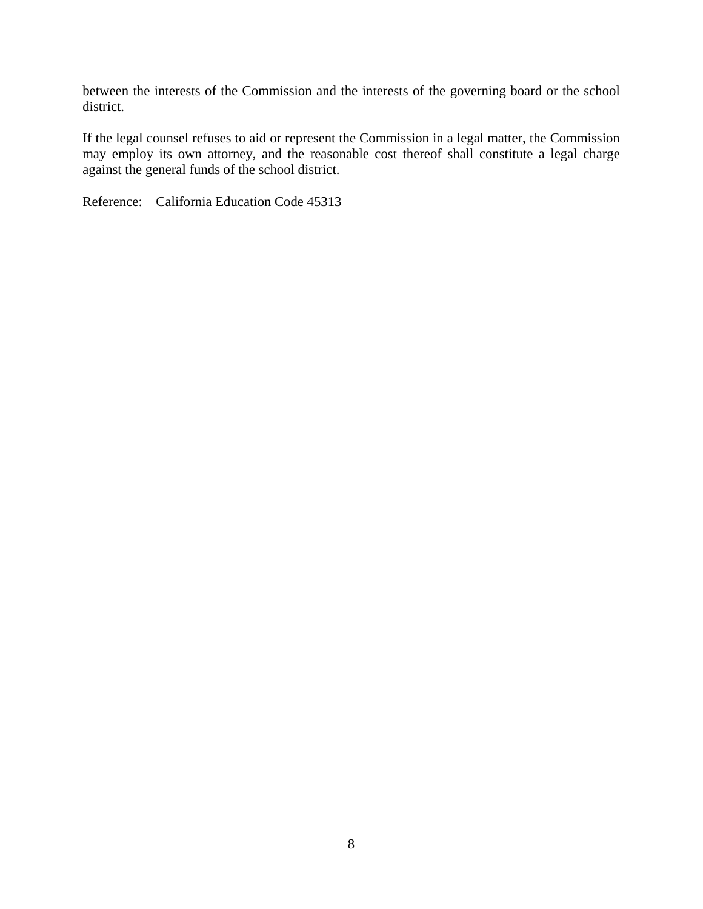between the interests of the Commission and the interests of the governing board or the school district.

If the legal counsel refuses to aid or represent the Commission in a legal matter, the Commission may employ its own attorney, and the reasonable cost thereof shall constitute a legal charge against the general funds of the school district.

Reference: California Education Code 45313